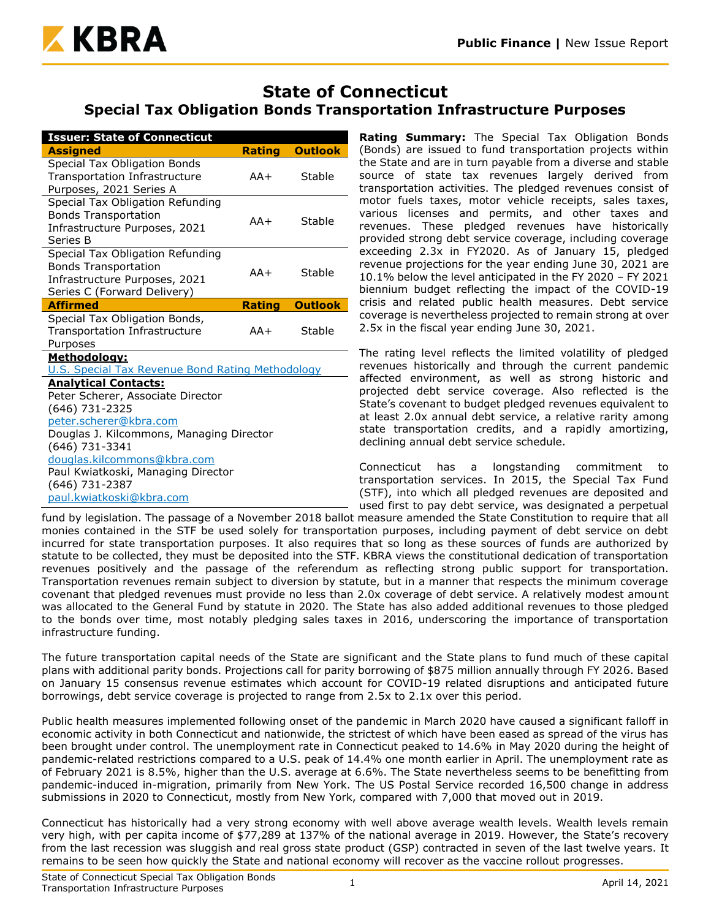**Public Finance** | New Issue Report

# State of Connecticut

## Special Tax Obligation Bonds Transportation Infrastructure Purposes

| Issuer: State of Connecticut | | |
|---|---|---|
| **Assigned** | **Rating** | **Outlook** |
| Special Tax Obligation Bonds Transportation Infrastructure Purposes, 2021 Series A | AA+ | Stable |
| Special Tax Obligation Refunding Bonds Transportation Infrastructure Purposes, 2021 Series B | AA+ | Stable |
| Special Tax Obligation Refunding Bonds Transportation Infrastructure Purposes, 2021 Series C (Forward Delivery) | AA+ | Stable |
| **Affirmed** | **Rating** | **Outlook** |
| Special Tax Obligation Bonds, Transportation Infrastructure Purposes | AA+ | Stable |

**Methodology:**

U.S. Special Tax Revenue Bond Rating Methodology

**Analytical Contacts:**

Peter Scherer, Associate Director
(646) 731-2325
peter.scherer@kbra.com

Douglas J. Kilcommons, Managing Director
(646) 731-3341
douglas.kilcommons@kbra.com

Paul Kwiatkoski, Managing Director
(646) 731-2387
paul.kwiatkoski@kbra.com

**Rating Summary:** The Special Tax Obligation Bonds (Bonds) are issued to fund transportation projects within the State and are in turn payable from a diverse and stable source of state tax revenues largely derived from transportation activities. The pledged revenues consist of motor fuels taxes, motor vehicle receipts, sales taxes, various licenses and permits, and other taxes and revenues. These pledged revenues have historically provided strong debt service coverage, including coverage exceeding 2.3x in FY2020. As of January 15, pledged revenue projections for the year ending June 30, 2021 are 10.1% below the level anticipated in the FY 2020 – FY 2021 biennium budget reflecting the impact of the COVID-19 crisis and related public health measures. Debt service coverage is nevertheless projected to remain strong at over 2.5x in the fiscal year ending June 30, 2021.

The rating level reflects the limited volatility of pledged revenues historically and through the current pandemic affected environment, as well as strong historic and projected debt service coverage. Also reflected is the State's covenant to budget pledged revenues equivalent to at least 2.0x annual debt service, a relative rarity among state transportation credits, and a rapidly amortizing, declining annual debt service schedule.

Connecticut has a longstanding commitment to transportation services. In 2015, the Special Tax Fund (STF), into which all pledged revenues are deposited and used first to pay debt service, was designated a perpetual fund by legislation. The passage of a November 2018 ballot measure amended the State Constitution to require that all monies contained in the STF be used solely for transportation purposes, including payment of debt service on debt incurred for state transportation purposes. It also requires that so long as these sources of funds are authorized by statute to be collected, they must be deposited into the STF. KBRA views the constitutional dedication of transportation revenues positively and the passage of the referendum as reflecting strong public support for transportation. Transportation revenues remain subject to diversion by statute, but in a manner that respects the minimum coverage covenant that pledged revenues must provide no less than 2.0x coverage of debt service. A relatively modest amount was allocated to the General Fund by statute in 2020. The State has also added additional revenues to those pledged to the bonds over time, most notably pledging sales taxes in 2016, underscoring the importance of transportation infrastructure funding.

The future transportation capital needs of the State are significant and the State plans to fund much of these capital plans with additional parity bonds. Projections call for parity borrowing of $875 million annually through FY 2026. Based on January 15 consensus revenue estimates which account for COVID-19 related disruptions and anticipated future borrowings, debt service coverage is projected to range from 2.5x to 2.1x over this period.

Public health measures implemented following onset of the pandemic in March 2020 have caused a significant falloff in economic activity in both Connecticut and nationwide, the strictest of which have been eased as spread of the virus has been brought under control. The unemployment rate in Connecticut peaked to 14.6% in May 2020 during the height of pandemic-related restrictions compared to a U.S. peak of 14.4% one month earlier in April. The unemployment rate as of February 2021 is 8.5%, higher than the U.S. average at 6.6%. The State nevertheless seems to be benefitting from pandemic-induced in-migration, primarily from New York. The US Postal Service recorded 16,500 change in address submissions in 2020 to Connecticut, mostly from New York, compared with 7,000 that moved out in 2019.

Connecticut has historically had a very strong economy with well above average wealth levels. Wealth levels remain very high, with per capita income of $77,289 at 137% of the national average in 2019. However, the State's recovery from the last recession was sluggish and real gross state product (GSP) contracted in seven of the last twelve years. It remains to be seen how quickly the State and national economy will recover as the vaccine rollout progresses.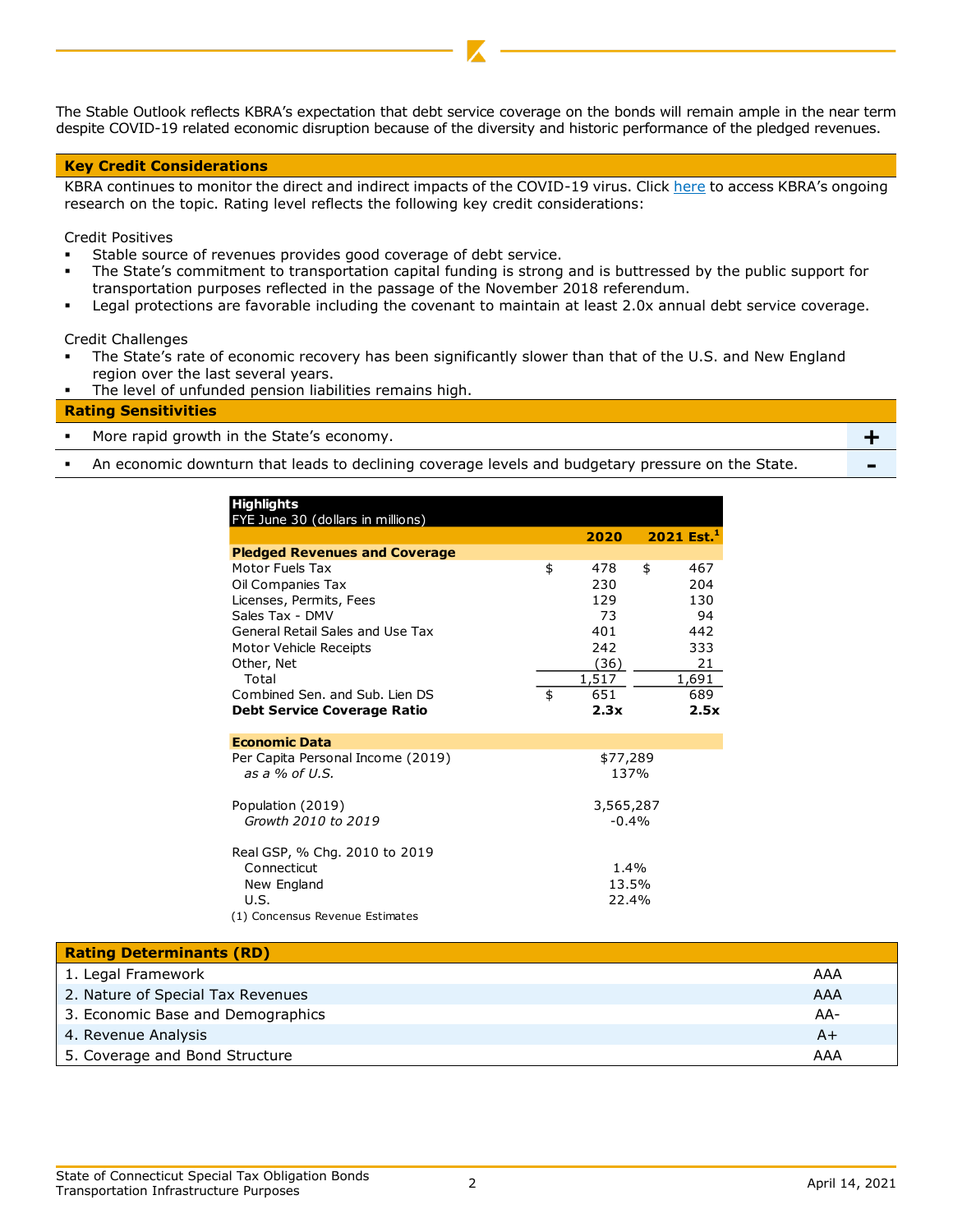The Stable Outlook reflects KBRA's expectation that debt service coverage on the bonds will remain ample in the near term despite COVID-19 related economic disruption because of the diversity and historic performance of the pledged revenues.

## Key Credit Considerations

KBRA continues to monitor the direct and indirect impacts of the COVID-19 virus. Click here to access KBRA's ongoing research on the topic. Rating level reflects the following key credit considerations:

Credit Positives

- Stable source of revenues provides good coverage of debt service.
- The State's commitment to transportation capital funding is strong and is buttressed by the public support for transportation purposes reflected in the passage of the November 2018 referendum.
- Legal protections are favorable including the covenant to maintain at least 2.0x annual debt service coverage.

Credit Challenges

- The State's rate of economic recovery has been significantly slower than that of the U.S. and New England region over the last several years.
- The level of unfunded pension liabilities remains high.

## Rating Sensitivities

| | |
|---|---|
| ▪ More rapid growth in the State's economy. | + |
| ▪ An economic downturn that leads to declining coverage levels and budgetary pressure on the State. | - |

**Highlights**
FYE June 30 (dollars in millions)

| | 2020 | 2021 Est.[1] |
|---|---|---|
| **Pledged Revenues and Coverage** | | |
| Motor Fuels Tax | $ 478 | $ 467 |
| Oil Companies Tax | 230 | 204 |
| Licenses, Permits, Fees | 129 | 130 |
| Sales Tax - DMV | 73 | 94 |
| General Retail Sales and Use Tax | 401 | 442 |
| Motor Vehicle Receipts | 242 | 333 |
| Other, Net | (36) | 21 |
| Total | 1,517 | 1,691 |
| Combined Sen. and Sub. Lien DS | $ 651 | 689 |
| **Debt Service Coverage Ratio** | **2.3x** | **2.5x** |
| **Economic Data** | | |
| Per Capita Personal Income (2019) | $77,289 | |
| *as a % of U.S.* | 137% | |
| Population (2019) | 3,565,287 | |
| *Growth 2010 to 2019* | -0.4% | |
| Real GSP, % Chg. 2010 to 2019 | | |
| Connecticut | 1.4% | |
| New England | 13.5% | |
| U.S. | 22.4% | |

(1) Concensus Revenue Estimates

| Rating Determinants (RD) | |
|---|---|
| 1. Legal Framework | AAA |
| 2. Nature of Special Tax Revenues | AAA |
| 3. Economic Base and Demographics | AA- |
| 4. Revenue Analysis | A+ |
| 5. Coverage and Bond Structure | AAA |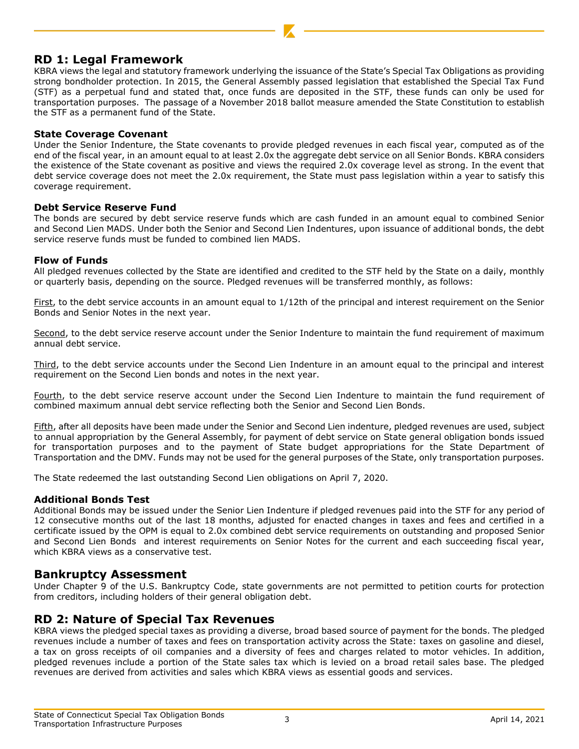## RD 1: Legal Framework

KBRA views the legal and statutory framework underlying the issuance of the State's Special Tax Obligations as providing strong bondholder protection. In 2015, the General Assembly passed legislation that established the Special Tax Fund (STF) as a perpetual fund and stated that, once funds are deposited in the STF, these funds can only be used for transportation purposes. The passage of a November 2018 ballot measure amended the State Constitution to establish the STF as a permanent fund of the State.

### State Coverage Covenant

Under the Senior Indenture, the State covenants to provide pledged revenues in each fiscal year, computed as of the end of the fiscal year, in an amount equal to at least 2.0x the aggregate debt service on all Senior Bonds. KBRA considers the existence of the State covenant as positive and views the required 2.0x coverage level as strong. In the event that debt service coverage does not meet the 2.0x requirement, the State must pass legislation within a year to satisfy this coverage requirement.

### Debt Service Reserve Fund

The bonds are secured by debt service reserve funds which are cash funded in an amount equal to combined Senior and Second Lien MADS. Under both the Senior and Second Lien Indentures, upon issuance of additional bonds, the debt service reserve funds must be funded to combined lien MADS.

### Flow of Funds

All pledged revenues collected by the State are identified and credited to the STF held by the State on a daily, monthly or quarterly basis, depending on the source. Pledged revenues will be transferred monthly, as follows:

First, to the debt service accounts in an amount equal to 1/12th of the principal and interest requirement on the Senior Bonds and Senior Notes in the next year.

Second, to the debt service reserve account under the Senior Indenture to maintain the fund requirement of maximum annual debt service.

Third, to the debt service accounts under the Second Lien Indenture in an amount equal to the principal and interest requirement on the Second Lien bonds and notes in the next year.

Fourth, to the debt service reserve account under the Second Lien Indenture to maintain the fund requirement of combined maximum annual debt service reflecting both the Senior and Second Lien Bonds.

Fifth, after all deposits have been made under the Senior and Second Lien indenture, pledged revenues are used, subject to annual appropriation by the General Assembly, for payment of debt service on State general obligation bonds issued for transportation purposes and to the payment of State budget appropriations for the State Department of Transportation and the DMV. Funds may not be used for the general purposes of the State, only transportation purposes.

The State redeemed the last outstanding Second Lien obligations on April 7, 2020.

### Additional Bonds Test

Additional Bonds may be issued under the Senior Lien Indenture if pledged revenues paid into the STF for any period of 12 consecutive months out of the last 18 months, adjusted for enacted changes in taxes and fees and certified in a certificate issued by the OPM is equal to 2.0x combined debt service requirements on outstanding and proposed Senior and Second Lien Bonds and interest requirements on Senior Notes for the current and each succeeding fiscal year, which KBRA views as a conservative test.

## Bankruptcy Assessment

Under Chapter 9 of the U.S. Bankruptcy Code, state governments are not permitted to petition courts for protection from creditors, including holders of their general obligation debt.

## RD 2: Nature of Special Tax Revenues

KBRA views the pledged special taxes as providing a diverse, broad based source of payment for the bonds. The pledged revenues include a number of taxes and fees on transportation activity across the State: taxes on gasoline and diesel, a tax on gross receipts of oil companies and a diversity of fees and charges related to motor vehicles. In addition, pledged revenues include a portion of the State sales tax which is levied on a broad retail sales base. The pledged revenues are derived from activities and sales which KBRA views as essential goods and services.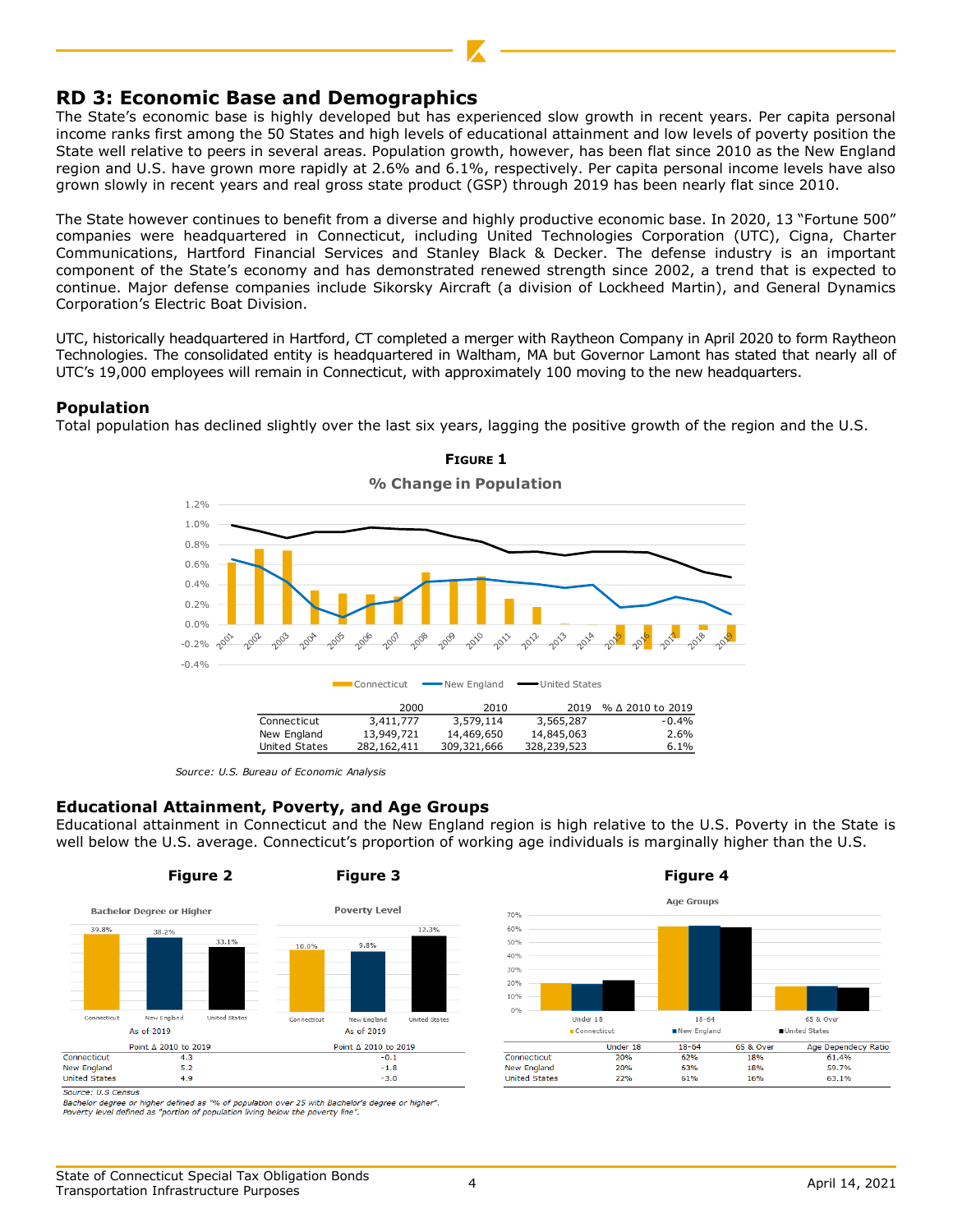## RD 3: Economic Base and Demographics

The State's economic base is highly developed but has experienced slow growth in recent years. Per capita personal income ranks first among the 50 States and high levels of educational attainment and low levels of poverty position the State well relative to peers in several areas. Population growth, however, has been flat since 2010 as the New England region and U.S. have grown more rapidly at 2.6% and 6.1%, respectively. Per capita personal income levels have also grown slowly in recent years and real gross state product (GSP) through 2019 has been nearly flat since 2010.

The State however continues to benefit from a diverse and highly productive economic base. In 2020, 13 "Fortune 500" companies were headquartered in Connecticut, including United Technologies Corporation (UTC), Cigna, Charter Communications, Hartford Financial Services and Stanley Black & Decker. The defense industry is an important component of the State's economy and has demonstrated renewed strength since 2002, a trend that is expected to continue. Major defense companies include Sikorsky Aircraft (a division of Lockheed Martin), and General Dynamics Corporation's Electric Boat Division.

UTC, historically headquartered in Hartford, CT completed a merger with Raytheon Company in April 2020 to form Raytheon Technologies. The consolidated entity is headquartered in Waltham, MA but Governor Lamont has stated that nearly all of UTC's 19,000 employees will remain in Connecticut, with approximately 100 moving to the new headquarters.

### Population

Total population has declined slightly over the last six years, lagging the positive growth of the region and the U.S.

**Figure 1**

% Change in Population

| | 2000 | 2010 | 2019 | % Δ 2010 to 2019 |
|---|---|---|---|---|
| Connecticut | 3,411,777 | 3,579,114 | 3,565,287 | -0.4% |
| New England | 13,949,721 | 14,469,650 | 14,845,063 | 2.6% |
| United States | 282,162,411 | 309,321,666 | 328,239,523 | 6.1% |

*Source: U.S. Bureau of Economic Analysis*

### Educational Attainment, Poverty, and Age Groups

Educational attainment in Connecticut and the New England region is high relative to the U.S. Poverty in the State is well below the U.S. average. Connecticut's proportion of working age individuals is marginally higher than the U.S.

**Figure 2**

Bachelor Degree or Higher

| | Connecticut | New England | United States |
|---|---|---|---|
| As of 2019 | 39.8% | 38.2% | 33.1% |

**Figure 3**

Poverty Level

| | Connecticut | New England | United States |
|---|---|---|---|
| As of 2019 | 10.0% | 9.8% | 12.3% |

| | Bachelor Degree or Higher: Point Δ 2010 to 2019 | Poverty Level: Point Δ 2010 to 2019 |
|---|---|---|
| Connecticut | 4.3 | -0.1 |
| New England | 5.2 | -1.8 |
| United States | 4.9 | -3.0 |

*Source: U.S Census*
*Bachelor degree or higher defined as "% of population over 25 with Bachelor's degree or higher".*
*Poverty level defined as "portion of population living below the poverty line".*

**Figure 4**

Age Groups

| | Under 18 | 18-64 | 65 & Over | Age Dependency Ratio |
|---|---|---|---|---|
| Connecticut | 20% | 62% | 18% | 61.4% |
| New England | 20% | 63% | 18% | 59.7% |
| United States | 22% | 61% | 16% | 63.1% |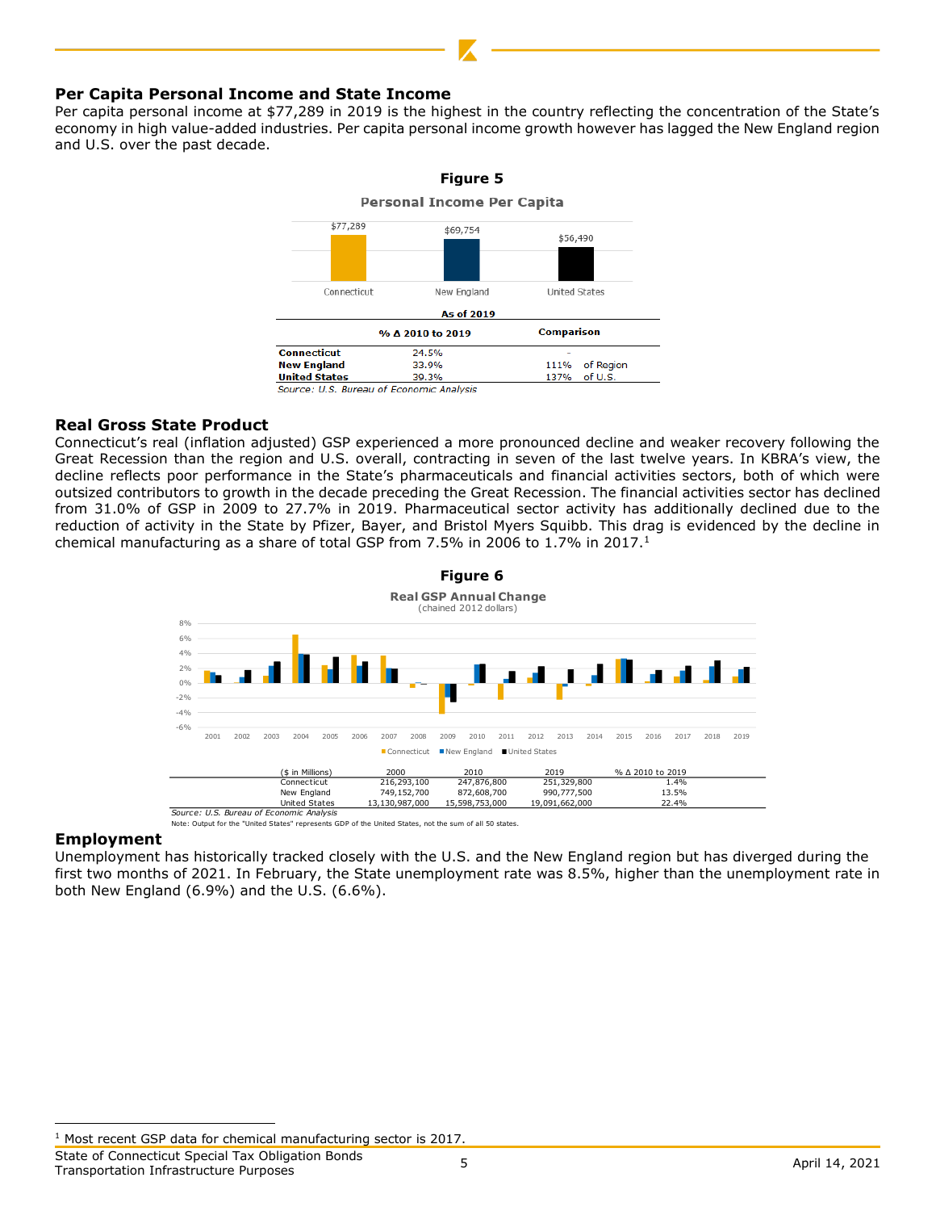## Per Capita Personal Income and State Income

Per capita personal income at $77,289 in 2019 is the highest in the country reflecting the concentration of the State's economy in high value-added industries. Per capita personal income growth however has lagged the New England region and U.S. over the past decade.

**Figure 5**

**Personal Income Per Capita**

| Connecticut | New England | United States |
|---|---|---|
| $77,289 | $69,754 | $56,490 |

**As of 2019**

| | % Δ 2010 to 2019 | Comparison | |
|---|---|---|---|
| **Connecticut** | 24.5% | - | |
| **New England** | 33.9% | 111% | of Region |
| **United States** | 39.3% | 137% | of U.S. |

*Source: U.S. Bureau of Economic Analysis*

## Real Gross State Product

Connecticut's real (inflation adjusted) GSP experienced a more pronounced decline and weaker recovery following the Great Recession than the region and U.S. overall, contracting in seven of the last twelve years. In KBRA's view, the decline reflects poor performance in the State's pharmaceuticals and financial activities sectors, both of which were outsized contributors to growth in the decade preceding the Great Recession. The financial activities sector has declined from 31.0% of GSP in 2009 to 27.7% in 2019. Pharmaceutical sector activity has additionally declined due to the reduction of activity in the State by Pfizer, Bayer, and Bristol Myers Squibb. This drag is evidenced by the decline in chemical manufacturing as a share of total GSP from 7.5% in 2006 to 1.7% in 2017.[1]

**Figure 6**

**Real GSP Annual Change**
(chained 2012 dollars)

| ($ in Millions) | 2000 | 2010 | 2019 | % Δ 2010 to 2019 |
|---|---|---|---|---|
| Connecticut | 216,293,100 | 247,876,800 | 251,329,800 | 1.4% |
| New England | 749,152,700 | 872,608,700 | 990,777,500 | 13.5% |
| United States | 13,130,987,000 | 15,598,753,000 | 19,091,662,000 | 22.4% |

*Source: U.S. Bureau of Economic Analysis*

Note: Output for the "United States" represents GDP of the United States, not the sum of all 50 states.

## Employment

Unemployment has historically tracked closely with the U.S. and the New England region but has diverged during the first two months of 2021. In February, the State unemployment rate was 8.5%, higher than the unemployment rate in both New England (6.9%) and the U.S. (6.6%).

---

[1] Most recent GSP data for chemical manufacturing sector is 2017.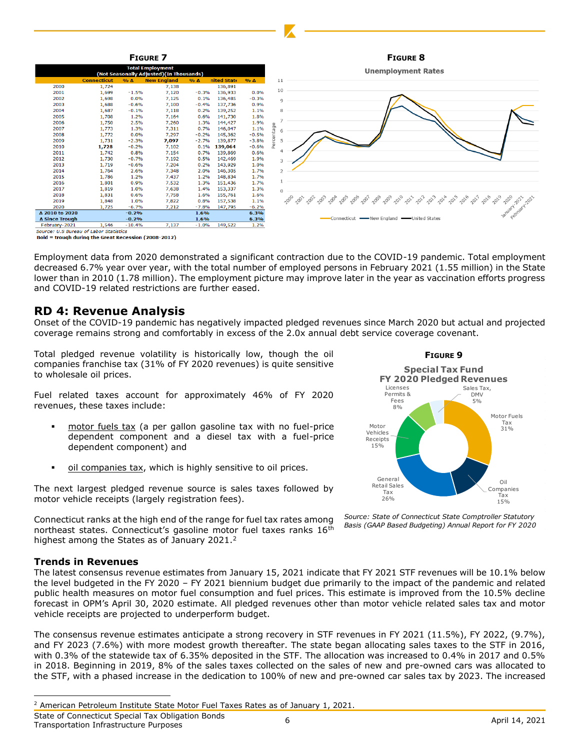**FIGURE 7**

| Total Employment (Not Seasonally Adjusted)(In Thousands) | | | | | | |
|---|---|---|---|---|---|---|
| | Connecticut | % Δ | New England | % Δ | nited State | % Δ |
| 2000 | 1,724 | | 7,138 | | 136,891 | |
| 2001 | 1,699 | -1.5% | 7,120 | -0.3% | 136,933 | 0.0% |
| 2002 | 1,698 | 0.0% | 7,125 | 0.1% | 136,485 | -0.3% |
| 2003 | 1,688 | -0.6% | 7,100 | -0.4% | 137,736 | 0.9% |
| 2004 | 1,687 | -0.1% | 7,118 | 0.2% | 139,252 | 1.1% |
| 2005 | 1,708 | 1.2% | 7,164 | 0.6% | 141,730 | 1.8% |
| 2006 | 1,750 | 2.5% | 7,260 | 1.3% | 144,427 | 1.9% |
| 2007 | 1,773 | 1.3% | 7,311 | 0.7% | 146,047 | 1.1% |
| 2008 | 1,772 | 0.0% | 7,297 | -0.2% | 145,362 | -0.5% |
| 2009 | 1,731 | -2.3% | **7,097** | -2.7% | 139,877 | -3.8% |
| 2010 | **1,728** | -0.2% | 7,102 | 0.1% | **139,064** | -0.6% |
| 2011 | 1,742 | 0.8% | 7,154 | 0.7% | 139,869 | 0.6% |
| 2012 | 1,730 | -0.7% | 7,192 | 0.5% | 142,469 | 1.9% |
| 2013 | 1,719 | -0.6% | 7,204 | 0.2% | 143,929 | 1.0% |
| 2014 | 1,764 | 2.6% | 7,348 | 2.0% | 146,305 | 1.7% |
| 2015 | 1,786 | 1.2% | 7,437 | 1.2% | 148,834 | 1.7% |
| 2016 | 1,801 | 0.9% | 7,532 | 1.3% | 151,436 | 1.7% |
| 2017 | 1,819 | 1.0% | 7,638 | 1.4% | 153,337 | 1.3% |
| 2018 | 1,831 | 0.6% | 7,758 | 1.6% | 155,761 | 1.6% |
| 2019 | 1,848 | 1.0% | 7,822 | 0.8% | 157,538 | 1.1% |
| 2020 | 1,725 | -6.7% | 7,212 | -7.8% | 147,795 | -6.2% |
| Δ 2010 to 2020 | | -0.2% | | 1.6% | | 6.3% |
| Δ Since Trough | | -0.2% | | 1.6% | | 6.3% |
| February-2021 | 1,546 | -10.4% | 7,137 | -1.0% | 149,522 | 1.2% |

Source: U.S Bureau of Labor Statistics
Bold = trough during the Great Recession (2008-2012)

**FIGURE 8**

Unemployment Rates

Employment data from 2020 demonstrated a significant contraction due to the COVID-19 pandemic. Total employment decreased 6.7% year over year, with the total number of employed persons in February 2021 (1.55 million) in the State lower than in 2010 (1.78 million). The employment picture may improve later in the year as vaccination efforts progress and COVID-19 related restrictions are further eased.

## RD 4: Revenue Analysis

Onset of the COVID-19 pandemic has negatively impacted pledged revenues since March 2020 but actual and projected coverage remains strong and comfortably in excess of the 2.0x annual debt service coverage covenant.

Total pledged revenue volatility is historically low, though the oil companies franchise tax (31% of FY 2020 revenues) is quite sensitive to wholesale oil prices.

Fuel related taxes account for approximately 46% of FY 2020 revenues, these taxes include:

- motor fuels tax (a per gallon gasoline tax with no fuel-price dependent component and a diesel tax with a fuel-price dependent component) and
- oil companies tax, which is highly sensitive to oil prices.

The next largest pledged revenue source is sales taxes followed by motor vehicle receipts (largely registration fees).

Connecticut ranks at the high end of the range for fuel tax rates among northeast states. Connecticut's gasoline motor fuel taxes ranks 16th highest among the States as of January 2021.[2]

**FIGURE 9**

Special Tax Fund FY 2020 Pledged Revenues

*Source: State of Connecticut State Comptroller Statutory Basis (GAAP Based Budgeting) Annual Report for FY 2020*

### Trends in Revenues

The latest consensus revenue estimates from January 15, 2021 indicate that FY 2021 STF revenues will be 10.1% below the level budgeted in the FY 2020 – FY 2021 biennium budget due primarily to the impact of the pandemic and related public health measures on motor fuel consumption and fuel prices. This estimate is improved from the 10.5% decline forecast in OPM's April 30, 2020 estimate. All pledged revenues other than motor vehicle related sales tax and motor vehicle receipts are projected to underperform budget.

The consensus revenue estimates anticipate a strong recovery in STF revenues in FY 2021 (11.5%), FY 2022, (9.7%), and FY 2023 (7.6%) with more modest growth thereafter. The state began allocating sales taxes to the STF in 2016, with 0.3% of the statewide tax of 6.35% deposited in the STF. The allocation was increased to 0.4% in 2017 and 0.5% in 2018. Beginning in 2019, 8% of the sales taxes collected on the sales of new and pre-owned cars was allocated to the STF, with a phased increase in the dedication to 100% of new and pre-owned car sales tax by 2023. The increased

[2] American Petroleum Institute State Motor Fuel Taxes Rates as of January 1, 2021.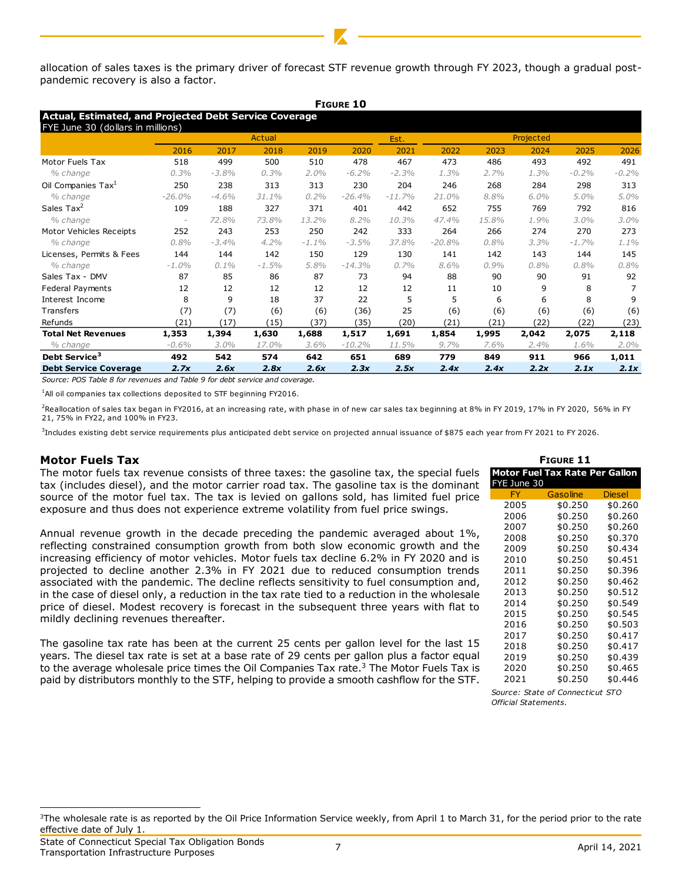allocation of sales taxes is the primary driver of forecast STF revenue growth through FY 2023, though a gradual post-pandemic recovery is also a factor.

**FIGURE 10**

**Actual, Estimated, and Projected Debt Service Coverage**
FYE June 30 (dollars in millions)

| | Actual | | | | | Est. | Projected | | | | |
|---|---|---|---|---|---|---|---|---|---|---|---|
| | 2016 | 2017 | 2018 | 2019 | 2020 | 2021 | 2022 | 2023 | 2024 | 2025 | 2026 |
| Motor Fuels Tax | 518 | 499 | 500 | 510 | 478 | 467 | 473 | 486 | 493 | 492 | 491 |
| *% change* | *0.3%* | *-3.8%* | *0.3%* | *2.0%* | *-6.2%* | *-2.3%* | *1.3%* | *2.7%* | *1.3%* | *-0.2%* | *-0.2%* |
| Oil Companies Tax[1] | 250 | 238 | 313 | 313 | 230 | 204 | 246 | 268 | 284 | 298 | 313 |
| *% change* | *-26.0%* | *-4.6%* | *31.1%* | *0.2%* | *-26.4%* | *-11.7%* | *21.0%* | *8.8%* | *6.0%* | *5.0%* | *5.0%* |
| Sales Tax[2] | 109 | 188 | 327 | 371 | 401 | 442 | 652 | 755 | 769 | 792 | 816 |
| *% change* | - | *72.8%* | *73.8%* | *13.2%* | *8.2%* | *10.3%* | *47.4%* | *15.8%* | *1.9%* | *3.0%* | *3.0%* |
| Motor Vehicles Receipts | 252 | 243 | 253 | 250 | 242 | 333 | 264 | 266 | 274 | 270 | 273 |
| *% change* | *0.8%* | *-3.4%* | *4.2%* | *-1.1%* | *-3.5%* | *37.8%* | *-20.8%* | *0.8%* | *3.3%* | *-1.7%* | *1.1%* |
| Licenses, Permits & Fees | 144 | 144 | 142 | 150 | 129 | 130 | 141 | 142 | 143 | 144 | 145 |
| *% change* | *-1.0%* | *0.1%* | *-1.5%* | *5.8%* | *-14.3%* | *0.7%* | *8.6%* | *0.9%* | *0.8%* | *0.8%* | *0.8%* |
| Sales Tax - DMV | 87 | 85 | 86 | 87 | 73 | 94 | 88 | 90 | 90 | 91 | 92 |
| Federal Payments | 12 | 12 | 12 | 12 | 12 | 12 | 11 | 10 | 9 | 8 | 7 |
| Interest Income | 8 | 9 | 18 | 37 | 22 | 5 | 5 | 6 | 6 | 8 | 9 |
| Transfers | (7) | (7) | (6) | (6) | (36) | 25 | (6) | (6) | (6) | (6) | (6) |
| Refunds | (21) | (17) | (15) | (37) | (35) | (20) | (21) | (21) | (22) | (22) | (23) |
| **Total Net Revenues** | **1,353** | **1,394** | **1,630** | **1,688** | **1,517** | **1,691** | **1,854** | **1,995** | **2,042** | **2,075** | **2,118** |
| *% change* | *-0.6%* | *3.0%* | *17.0%* | *3.6%* | *-10.2%* | *11.5%* | *9.7%* | *7.6%* | *2.4%* | *1.6%* | *2.0%* |
| **Debt Service[3]** | **492** | **542** | **574** | **642** | **651** | **689** | **779** | **849** | **911** | **966** | **1,011** |
| **Debt Service Coverage** | ***2.7x*** | ***2.6x*** | ***2.8x*** | ***2.6x*** | ***2.3x*** | ***2.5x*** | ***2.4x*** | ***2.4x*** | ***2.2x*** | ***2.1x*** | ***2.1x*** |

*Source: POS Table 8 for revenues and Table 9 for debt service and coverage.*

[1]All oil companies tax collections deposited to STF beginning FY2016.

[2]Reallocation of sales tax began in FY2016, at an increasing rate, with phase in of new car sales tax beginning at 8% in FY 2019, 17% in FY 2020, 56% in FY 21, 75% in FY22, and 100% in FY23.

[3]Includes existing debt service requirements plus anticipated debt service on projected annual issuance of $875 each year from FY 2021 to FY 2026.

## Motor Fuels Tax

The motor fuels tax revenue consists of three taxes: the gasoline tax, the special fuels tax (includes diesel), and the motor carrier road tax. The gasoline tax is the dominant source of the motor fuel tax. The tax is levied on gallons sold, has limited fuel price exposure and thus does not experience extreme volatility from fuel price swings.

Annual revenue growth in the decade preceding the pandemic averaged about 1%, reflecting constrained consumption growth from both slow economic growth and the increasing efficiency of motor vehicles. Motor fuels tax decline 6.2% in FY 2020 and is projected to decline another 2.3% in FY 2021 due to reduced consumption trends associated with the pandemic. The decline reflects sensitivity to fuel consumption and, in the case of diesel only, a reduction in the tax rate tied to a reduction in the wholesale price of diesel. Modest recovery is forecast in the subsequent three years with flat to mildly declining revenues thereafter.

The gasoline tax rate has been at the current 25 cents per gallon level for the last 15 years. The diesel tax rate is set at a base rate of 29 cents per gallon plus a factor equal to the average wholesale price times the Oil Companies Tax rate.[3] The Motor Fuels Tax is paid by distributors monthly to the STF, helping to provide a smooth cashflow for the STF.

**FIGURE 11**

**Motor Fuel Tax Rate Per Gallon**
FYE June 30

| FY | Gasoline | Diesel |
|---|---|---|
| 2005 | $0.250 | $0.260 |
| 2006 | $0.250 | $0.260 |
| 2007 | $0.250 | $0.260 |
| 2008 | $0.250 | $0.370 |
| 2009 | $0.250 | $0.434 |
| 2010 | $0.250 | $0.451 |
| 2011 | $0.250 | $0.396 |
| 2012 | $0.250 | $0.462 |
| 2013 | $0.250 | $0.512 |
| 2014 | $0.250 | $0.549 |
| 2015 | $0.250 | $0.545 |
| 2016 | $0.250 | $0.503 |
| 2017 | $0.250 | $0.417 |
| 2018 | $0.250 | $0.417 |
| 2019 | $0.250 | $0.439 |
| 2020 | $0.250 | $0.465 |
| 2021 | $0.250 | $0.446 |

*Source: State of Connecticut STO Official Statements.*

[3]The wholesale rate is as reported by the Oil Price Information Service weekly, from April 1 to March 31, for the period prior to the rate effective date of July 1.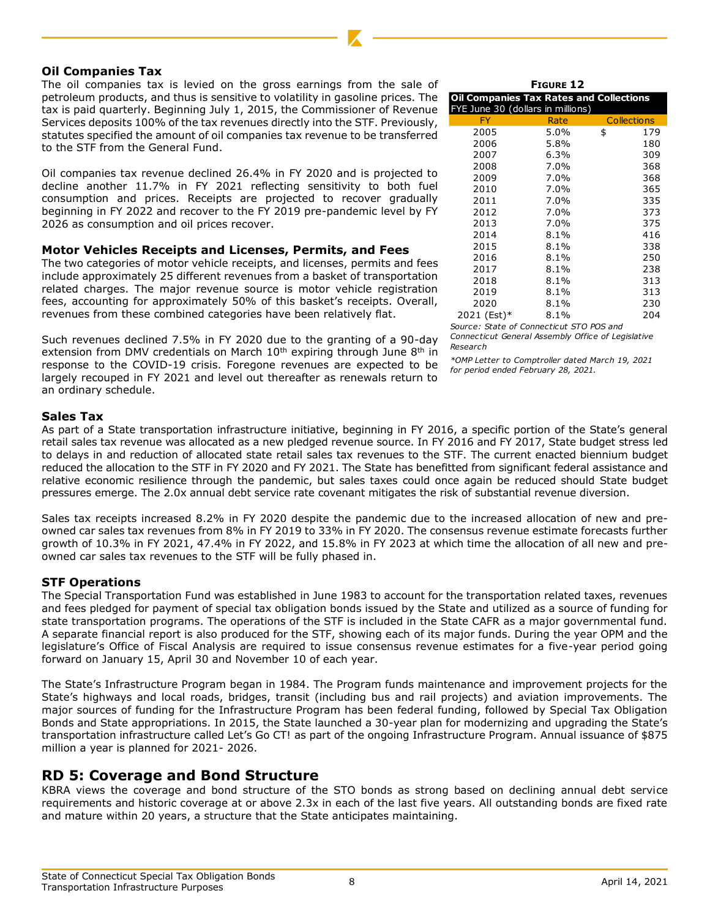### Oil Companies Tax

The oil companies tax is levied on the gross earnings from the sale of petroleum products, and thus is sensitive to volatility in gasoline prices. The tax is paid quarterly. Beginning July 1, 2015, the Commissioner of Revenue Services deposits 100% of the tax revenues directly into the STF. Previously, statutes specified the amount of oil companies tax revenue to be transferred to the STF from the General Fund.

Oil companies tax revenue declined 26.4% in FY 2020 and is projected to decline another 11.7% in FY 2021 reflecting sensitivity to both fuel consumption and prices. Receipts are projected to recover gradually beginning in FY 2022 and recover to the FY 2019 pre-pandemic level by FY 2026 as consumption and oil prices recover.

**Figure 12**

**Oil Companies Tax Rates and Collections**
FYE June 30 (dollars in millions)

| FY | Rate | Collections |
|---|---|---|
| 2005 | 5.0% | $ 179 |
| 2006 | 5.8% | 180 |
| 2007 | 6.3% | 309 |
| 2008 | 7.0% | 368 |
| 2009 | 7.0% | 368 |
| 2010 | 7.0% | 365 |
| 2011 | 7.0% | 335 |
| 2012 | 7.0% | 373 |
| 2013 | 7.0% | 375 |
| 2014 | 8.1% | 416 |
| 2015 | 8.1% | 338 |
| 2016 | 8.1% | 250 |
| 2017 | 8.1% | 238 |
| 2018 | 8.1% | 313 |
| 2019 | 8.1% | 313 |
| 2020 | 8.1% | 230 |
| 2021 (Est)* | 8.1% | 204 |

*Source: State of Connecticut STO POS and Connecticut General Assembly Office of Legislative Research*

**OMP Letter to Comptroller dated March 19, 2021 for period ended February 28, 2021.*

### Motor Vehicles Receipts and Licenses, Permits, and Fees

The two categories of motor vehicle receipts, and licenses, permits and fees include approximately 25 different revenues from a basket of transportation related charges. The major revenue source is motor vehicle registration fees, accounting for approximately 50% of this basket's receipts. Overall, revenues from these combined categories have been relatively flat.

Such revenues declined 7.5% in FY 2020 due to the granting of a 90-day extension from DMV credentials on March 10th expiring through June 8th in response to the COVID-19 crisis. Foregone revenues are expected to be largely recouped in FY 2021 and level out thereafter as renewals return to an ordinary schedule.

### Sales Tax

As part of a State transportation infrastructure initiative, beginning in FY 2016, a specific portion of the State's general retail sales tax revenue was allocated as a new pledged revenue source. In FY 2016 and FY 2017, State budget stress led to delays in and reduction of allocated state retail sales tax revenues to the STF. The current enacted biennium budget reduced the allocation to the STF in FY 2020 and FY 2021. The State has benefitted from significant federal assistance and relative economic resilience through the pandemic, but sales taxes could once again be reduced should State budget pressures emerge. The 2.0x annual debt service rate covenant mitigates the risk of substantial revenue diversion.

Sales tax receipts increased 8.2% in FY 2020 despite the pandemic due to the increased allocation of new and pre-owned car sales tax revenues from 8% in FY 2019 to 33% in FY 2020. The consensus revenue estimate forecasts further growth of 10.3% in FY 2021, 47.4% in FY 2022, and 15.8% in FY 2023 at which time the allocation of all new and pre-owned car sales tax revenues to the STF will be fully phased in.

### STF Operations

The Special Transportation Fund was established in June 1983 to account for the transportation related taxes, revenues and fees pledged for payment of special tax obligation bonds issued by the State and utilized as a source of funding for state transportation programs. The operations of the STF is included in the State CAFR as a major governmental fund. A separate financial report is also produced for the STF, showing each of its major funds. During the year OPM and the legislature's Office of Fiscal Analysis are required to issue consensus revenue estimates for a five-year period going forward on January 15, April 30 and November 10 of each year.

The State's Infrastructure Program began in 1984. The Program funds maintenance and improvement projects for the State's highways and local roads, bridges, transit (including bus and rail projects) and aviation improvements. The major sources of funding for the Infrastructure Program has been federal funding, followed by Special Tax Obligation Bonds and State appropriations. In 2015, the State launched a 30-year plan for modernizing and upgrading the State's transportation infrastructure called Let's Go CT! as part of the ongoing Infrastructure Program. Annual issuance of $875 million a year is planned for 2021- 2026.

## RD 5: Coverage and Bond Structure

KBRA views the coverage and bond structure of the STO bonds as strong based on declining annual debt service requirements and historic coverage at or above 2.3x in each of the last five years. All outstanding bonds are fixed rate and mature within 20 years, a structure that the State anticipates maintaining.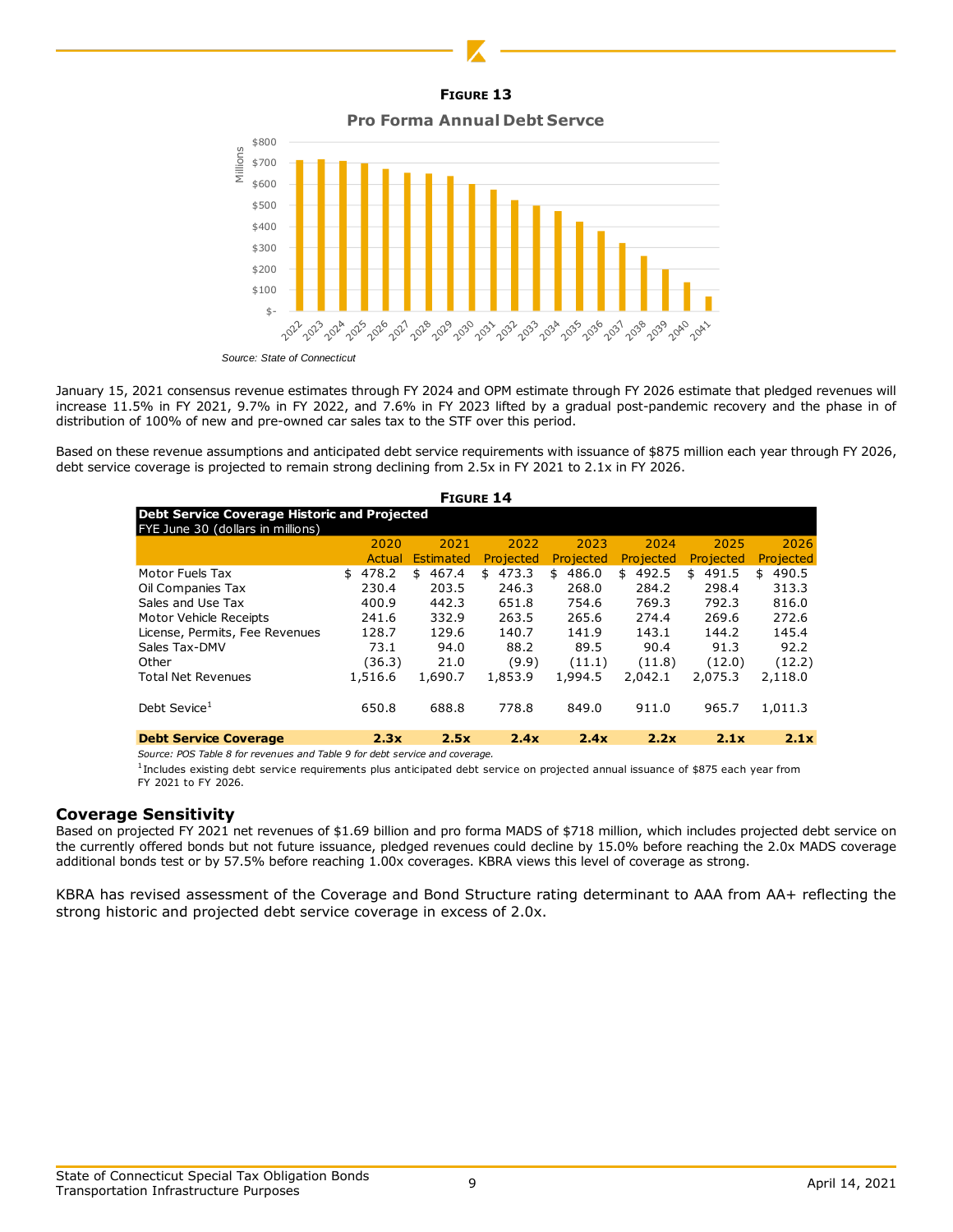**FIGURE 13**

**Pro Forma Annual Debt Servce**

Source: State of Connecticut

January 15, 2021 consensus revenue estimates through FY 2024 and OPM estimate through FY 2026 estimate that pledged revenues will increase 11.5% in FY 2021, 9.7% in FY 2022, and 7.6% in FY 2023 lifted by a gradual post-pandemic recovery and the phase in of distribution of 100% of new and pre-owned car sales tax to the STF over this period.

Based on these revenue assumptions and anticipated debt service requirements with issuance of $875 million each year through FY 2026, debt service coverage is projected to remain strong declining from 2.5x in FY 2021 to 2.1x in FY 2026.

**FIGURE 14**

**Debt Service Coverage Historic and Projected**
FYE June 30 (dollars in millions)

| | 2020 Actual | 2021 Estimated | 2022 Projected | 2023 Projected | 2024 Projected | 2025 Projected | 2026 Projected |
|---|---|---|---|---|---|---|---|
| Motor Fuels Tax | $ 478.2 | $ 467.4 | $ 473.3 | $ 486.0 | $ 492.5 | $ 491.5 | $ 490.5 |
| Oil Companies Tax | 230.4 | 203.5 | 246.3 | 268.0 | 284.2 | 298.4 | 313.3 |
| Sales and Use Tax | 400.9 | 442.3 | 651.8 | 754.6 | 769.3 | 792.3 | 816.0 |
| Motor Vehicle Receipts | 241.6 | 332.9 | 263.5 | 265.6 | 274.4 | 269.6 | 272.6 |
| License, Permits, Fee Revenues | 128.7 | 129.6 | 140.7 | 141.9 | 143.1 | 144.2 | 145.4 |
| Sales Tax-DMV | 73.1 | 94.0 | 88.2 | 89.5 | 90.4 | 91.3 | 92.2 |
| Other | (36.3) | 21.0 | (9.9) | (11.1) | (11.8) | (12.0) | (12.2) |
| Total Net Revenues | 1,516.6 | 1,690.7 | 1,853.9 | 1,994.5 | 2,042.1 | 2,075.3 | 2,118.0 |
| Debt Sevice[1] | 650.8 | 688.8 | 778.8 | 849.0 | 911.0 | 965.7 | 1,011.3 |
| **Debt Service Coverage** | **2.3x** | **2.5x** | **2.4x** | **2.4x** | **2.2x** | **2.1x** | **2.1x** |

*Source: POS Table 8 for revenues and Table 9 for debt service and coverage.*

[1]Includes existing debt service requirements plus anticipated debt service on projected annual issuance of $875 each year from FY 2021 to FY 2026.

## Coverage Sensitivity

Based on projected FY 2021 net revenues of $1.69 billion and pro forma MADS of $718 million, which includes projected debt service on the currently offered bonds but not future issuance, pledged revenues could decline by 15.0% before reaching the 2.0x MADS coverage additional bonds test or by 57.5% before reaching 1.00x coverages. KBRA views this level of coverage as strong.

KBRA has revised assessment of the Coverage and Bond Structure rating determinant to AAA from AA+ reflecting the strong historic and projected debt service coverage in excess of 2.0x.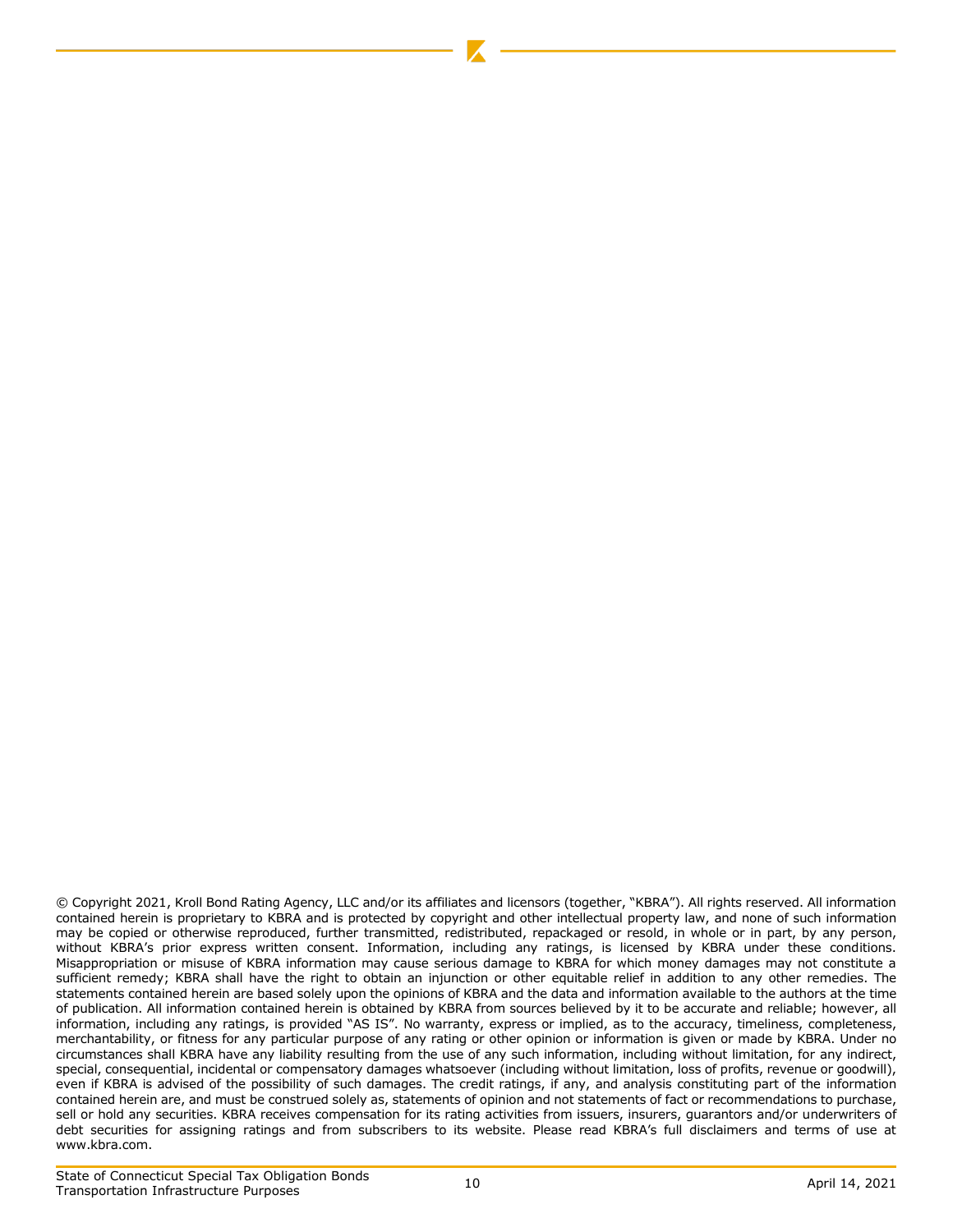© Copyright 2021, Kroll Bond Rating Agency, LLC and/or its affiliates and licensors (together, "KBRA"). All rights reserved. All information contained herein is proprietary to KBRA and is protected by copyright and other intellectual property law, and none of such information may be copied or otherwise reproduced, further transmitted, redistributed, repackaged or resold, in whole or in part, by any person, without KBRA's prior express written consent. Information, including any ratings, is licensed by KBRA under these conditions. Misappropriation or misuse of KBRA information may cause serious damage to KBRA for which money damages may not constitute a sufficient remedy; KBRA shall have the right to obtain an injunction or other equitable relief in addition to any other remedies. The statements contained herein are based solely upon the opinions of KBRA and the data and information available to the authors at the time of publication. All information contained herein is obtained by KBRA from sources believed by it to be accurate and reliable; however, all information, including any ratings, is provided "AS IS". No warranty, express or implied, as to the accuracy, timeliness, completeness, merchantability, or fitness for any particular purpose of any rating or other opinion or information is given or made by KBRA. Under no circumstances shall KBRA have any liability resulting from the use of any such information, including without limitation, for any indirect, special, consequential, incidental or compensatory damages whatsoever (including without limitation, loss of profits, revenue or goodwill), even if KBRA is advised of the possibility of such damages. The credit ratings, if any, and analysis constituting part of the information contained herein are, and must be construed solely as, statements of opinion and not statements of fact or recommendations to purchase, sell or hold any securities. KBRA receives compensation for its rating activities from issuers, insurers, guarantors and/or underwriters of debt securities for assigning ratings and from subscribers to its website. Please read KBRA's full disclaimers and terms of use at www.kbra.com.